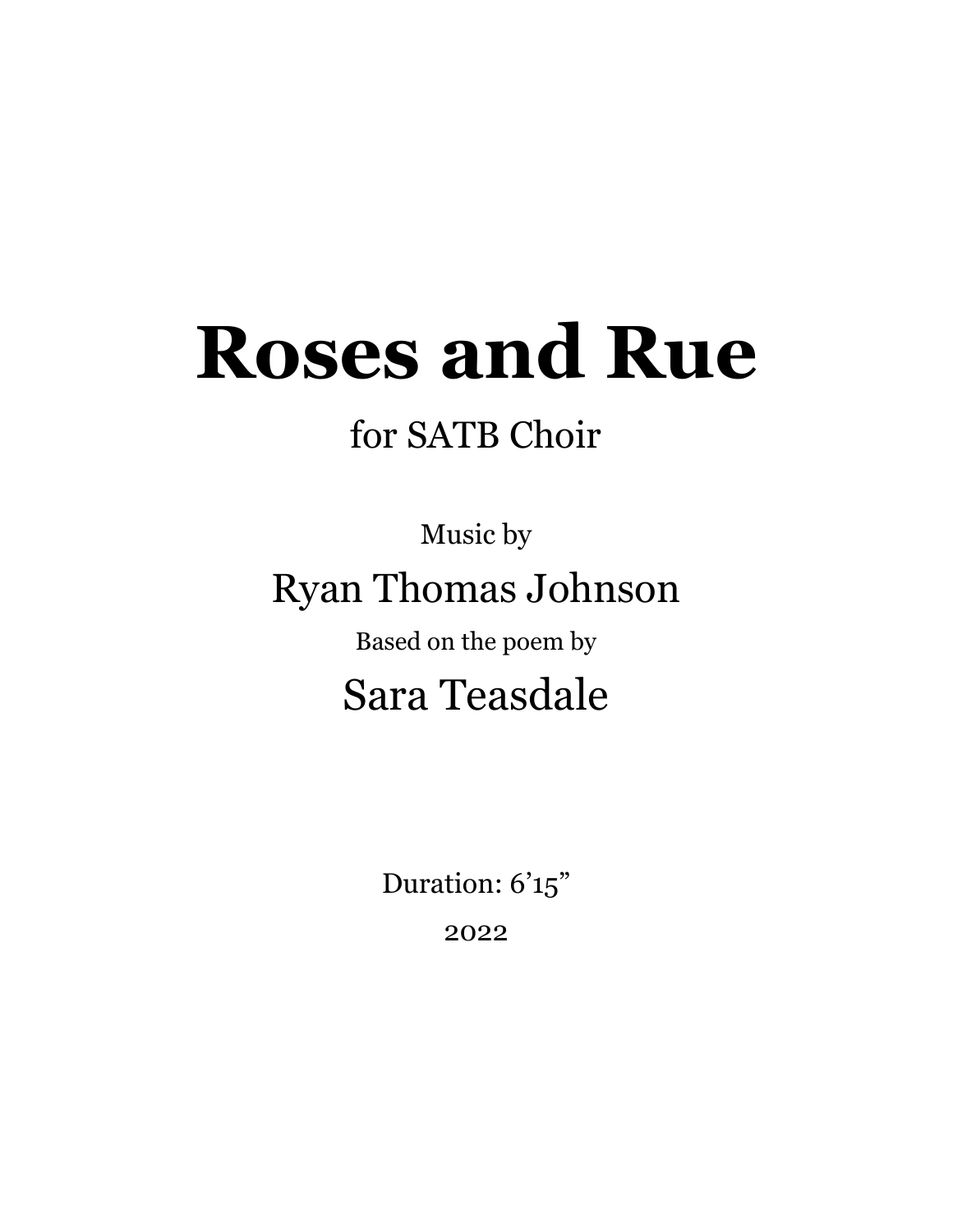# Roses and Rue

for SATB Choir

Music by

Ryan Thomas Johnson

Based on the poem by

Sara Teasdale

Duration: 6’15”

2022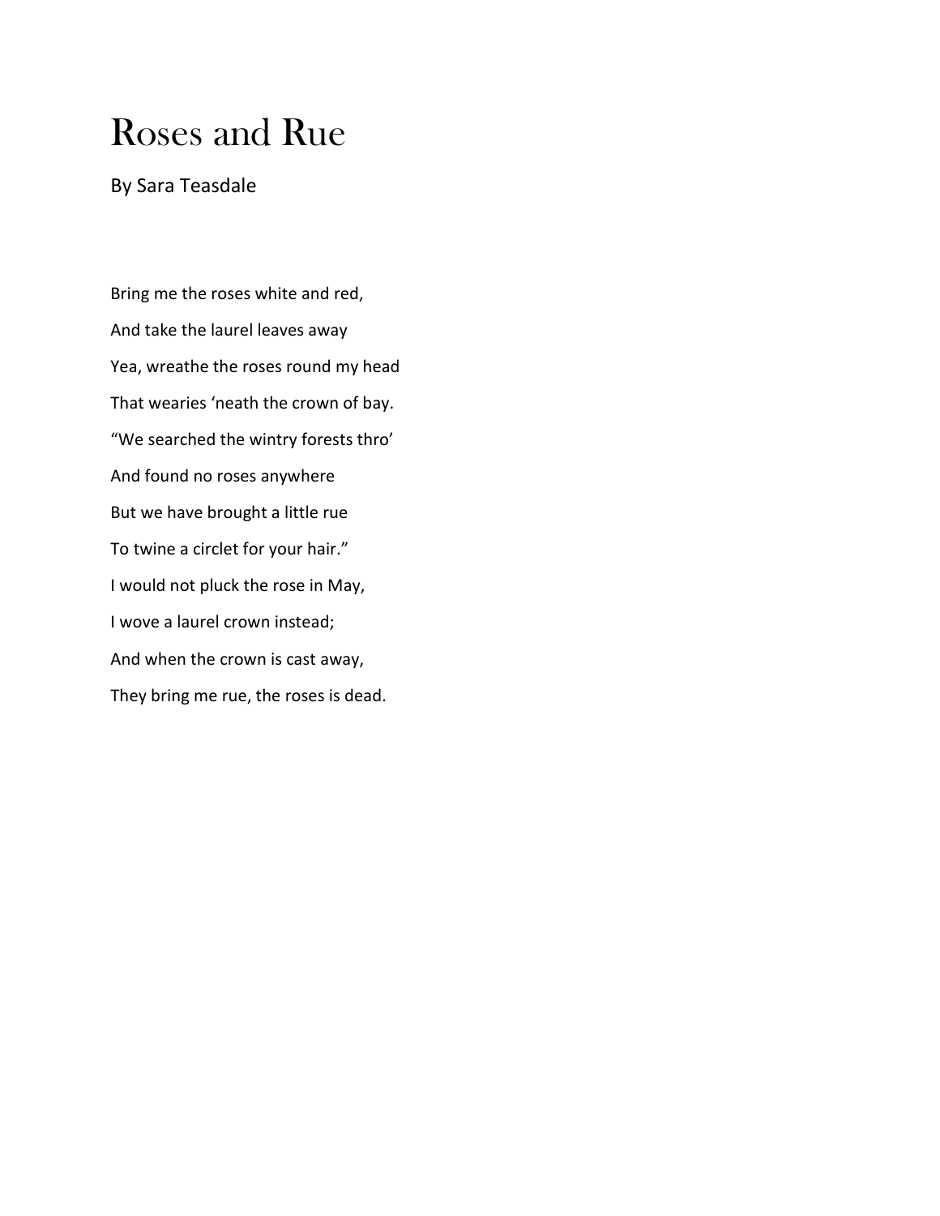# Roses and Rue

By Sara Teasdale

Bring me the roses white and red,

And take the laurel leaves away

Yea, wreathe the roses round my head

That wearies 'neath the crown of bay.

"We searched the wintry forests thro'

And found no roses anywhere

But we have brought a little rue

To twine a circlet for your hair."

I would not pluck the rose in May,

I wove a laurel crown instead;

And when the crown is cast away,

They bring me rue, the roses is dead.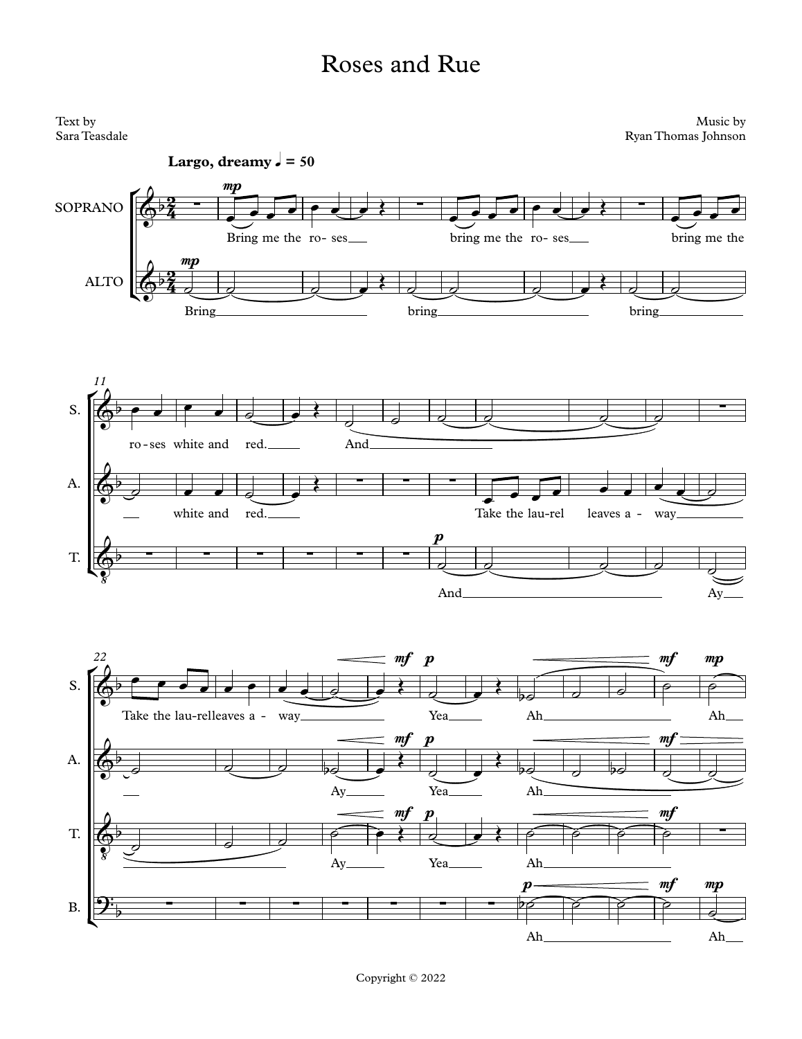# Roses and Rue

Text by
Sara Teasdale

Music by
Ryan Thomas Johnson

Copyright © 2022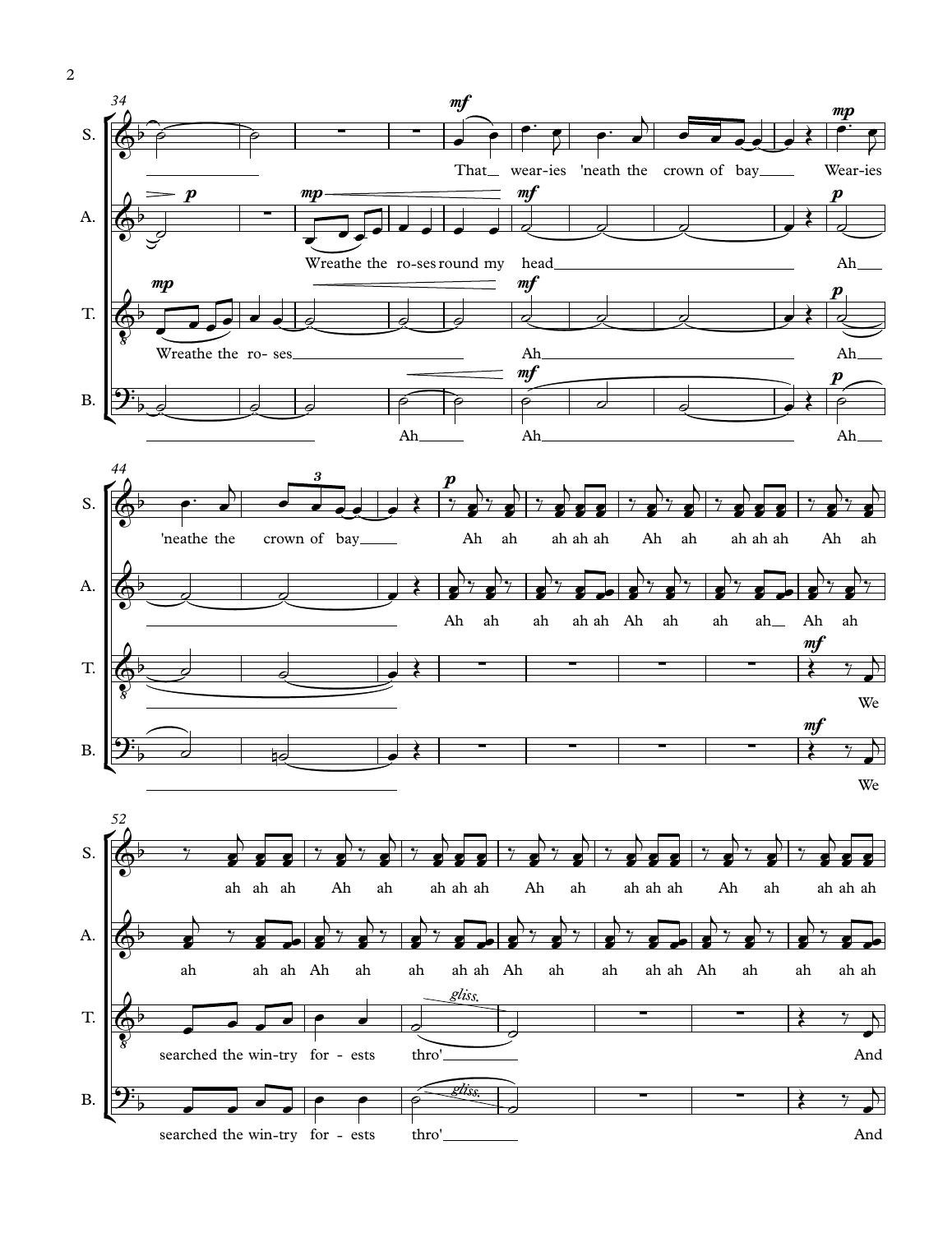S. That wear-ies 'neath the crown of bay Wear-ies

A. Wreathe the ro-ses round my head Ah

T. Wreathe the ro-ses Ah Ah

B. Ah Ah Ah

S. 'neathe the crown of bay Ah ah ah ah ah Ah ah ah ah ah Ah ah

A. Ah ah ah ah ah Ah ah ah ah Ah ah

T. We

B. We

S. ah ah ah Ah ah ah ah ah Ah ah ah ah ah Ah ah ah ah ah

A. ah ah ah Ah ah ah ah ah Ah ah ah ah ah Ah ah ah ah ah

T. searched the win-try for - ests thro' And

B. searched the win-try for - ests thro' And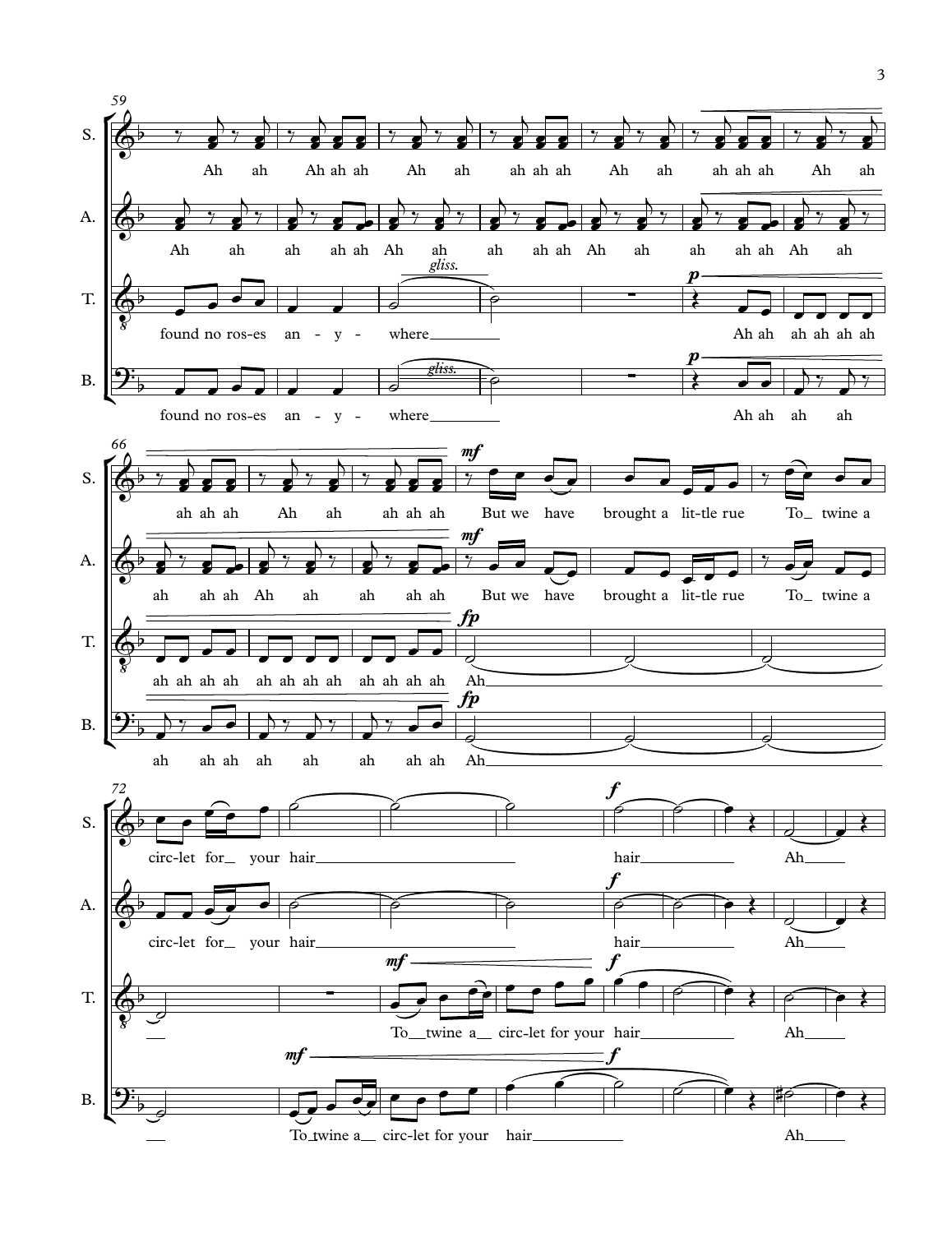**59**

S. Ah ah Ah ah ah Ah ah ah ah ah Ah ah ah ah ah Ah ah

A. Ah ah ah ah ah Ah ah ah ah ah Ah ah ah ah ah Ah ah

T. found no ros-es an - y - where *gliss.* *p* Ah ah ah ah ah ah

B. found no ros-es an - y - where *gliss.* *p* Ah ah ah ah

**66**

S. ah ah ah Ah ah ah ah ah *mf* But we have brought a lit-tle rue To twine a

A. ah ah ah Ah ah ah ah ah *mf* But we have brought a lit-tle rue To twine a

T. ah ah ah ah ah ah ah ah ah ah ah ah *fp* Ah

B. ah ah ah ah ah ah ah ah *fp* Ah

**72**

S. circ-let for your hair *f* hair Ah

A. circ-let for your hair *f* hair Ah

T. *mf* To twine a circ-let for your hair *f* hair Ah

B. *mf* To twine a circ-let for your hair *f* Ah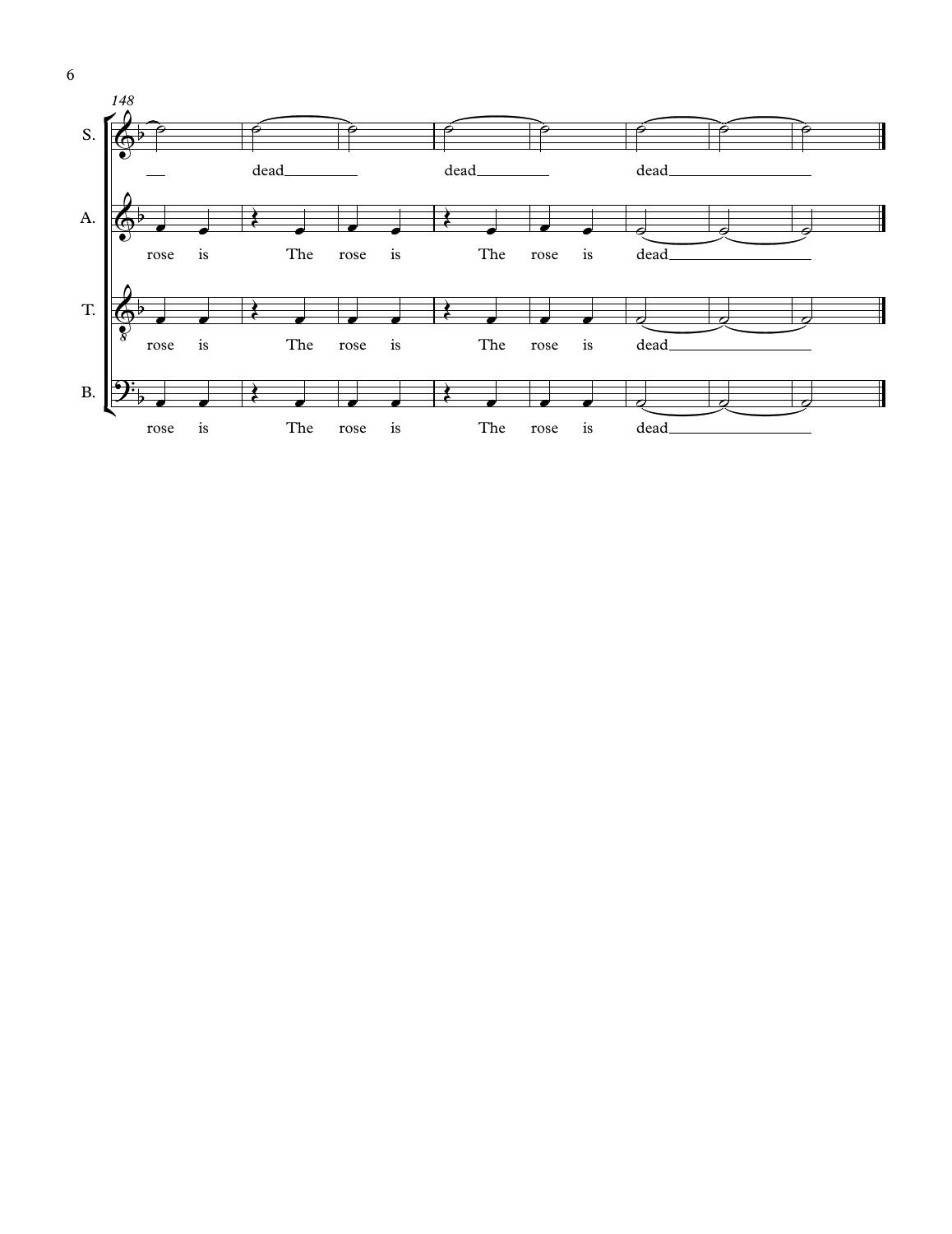148

S. — dead dead dead

A. rose is The rose is The rose is dead

T. rose is The rose is The rose is dead

B. rose is The rose is The rose is dead